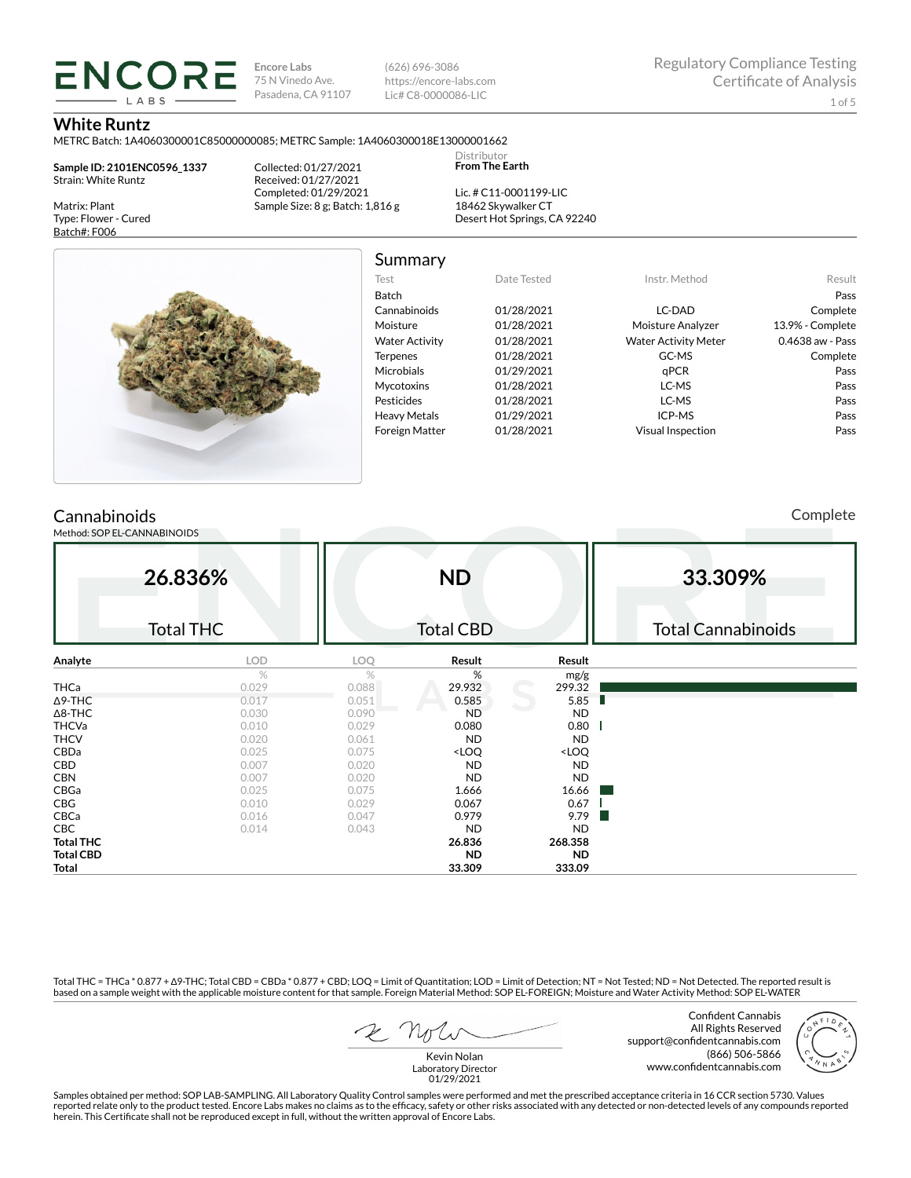**ENCORE LABS**

Encore Labs
75 N Vinedo Ave.
Pasadena, CA 91107

(626) 696-3086
https://encore-labs.com
Lic# C8-0000086-LIC

Regulatory Compliance Testing
Certificate of Analysis

# White Runtz

METRC Batch: 1A4060300001C85000000085; METRC Sample: 1A4060300018E13000001662

**Sample ID: 2101ENC0596_1337**
Strain: White Runtz

Matrix: Plant
Type: Flower - Cured
Batch#: F006

Collected: 01/27/2021
Received: 01/27/2021
Completed: 01/29/2021
Sample Size: 8 g; Batch: 1,816 g

Distributor
**From The Earth**

Lic. # C11-0001199-LIC
18462 Skywalker CT
Desert Hot Springs, CA 92240

## Summary

| Test | Date Tested | Instr. Method | Result |
|---|---|---|---|
| Batch | | | Pass |
| Cannabinoids | 01/28/2021 | LC-DAD | Complete |
| Moisture | 01/28/2021 | Moisture Analyzer | 13.9% - Complete |
| Water Activity | 01/28/2021 | Water Activity Meter | 0.4638 aw - Pass |
| Terpenes | 01/28/2021 | GC-MS | Complete |
| Microbials | 01/29/2021 | qPCR | Pass |
| Mycotoxins | 01/28/2021 | LC-MS | Pass |
| Pesticides | 01/28/2021 | LC-MS | Pass |
| Heavy Metals | 01/29/2021 | ICP-MS | Pass |
| Foreign Matter | 01/28/2021 | Visual Inspection | Pass |

## Cannabinoids

Complete

Method: SOP EL-CANNABINOIDS

| 26.836% | ND | 33.309% |
|---|---|---|
| Total THC | Total CBD | Total Cannabinoids |

| Analyte | LOD | LOQ | Result | Result |
|---|---|---|---|---|
| | % | % | % | mg/g |
| THCa | 0.029 | 0.088 | 29.932 | 299.32 |
| Δ9-THC | 0.017 | 0.051 | 0.585 | 5.85 |
| Δ8-THC | 0.030 | 0.090 | ND | ND |
| THCVa | 0.010 | 0.029 | 0.080 | 0.80 |
| THCV | 0.020 | 0.061 | ND | ND |
| CBDa | 0.025 | 0.075 | <LOQ | <LOQ |
| CBD | 0.007 | 0.020 | ND | ND |
| CBN | 0.007 | 0.020 | ND | ND |
| CBGa | 0.025 | 0.075 | 1.666 | 16.66 |
| CBG | 0.010 | 0.029 | 0.067 | 0.67 |
| CBCa | 0.016 | 0.047 | 0.979 | 9.79 |
| CBC | 0.014 | 0.043 | ND | ND |
| **Total THC** | | | **26.836** | **268.358** |
| **Total CBD** | | | **ND** | **ND** |
| **Total** | | | **33.309** | **333.09** |

Total THC = THCa * 0.877 + Δ9-THC; Total CBD = CBDa * 0.877 + CBD; LOQ = Limit of Quantitation; LOD = Limit of Detection; NT = Not Tested; ND = Not Detected. The reported result is based on a sample weight with the applicable moisture content for that sample. Foreign Material Method: SOP EL-FOREIGN; Moisture and Water Activity Method: SOP EL-WATER

Kevin Nolan
Laboratory Director
01/29/2021

Confident Cannabis
All Rights Reserved
support@confidentcannabis.com
(866) 506-5866
www.confidentcannabis.com

Samples obtained per method: SOP LAB-SAMPLING. All Laboratory Quality Control samples were performed and met the prescribed acceptance criteria in 16 CCR section 5730. Values reported relate only to the product tested. Encore Labs makes no claims as to the efficacy, safety or other risks associated with any detected or non-detected levels of any compounds reported herein. This Certificate shall not be reproduced except in full, without the written approval of Encore Labs.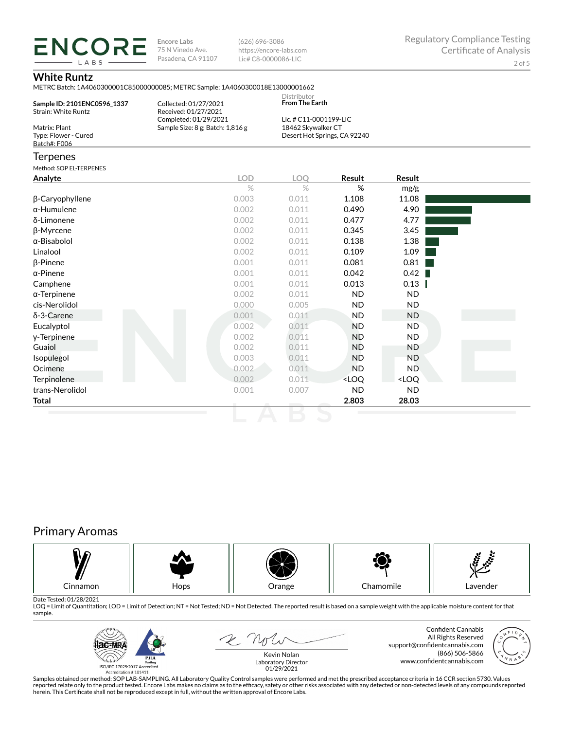**ENCORE LABS**

Encore Labs
75 N Vinedo Ave.
Pasadena, CA 91107

(626) 696-3086
https://encore-labs.com
Lic# C8-0000086-LIC

Regulatory Compliance Testing
Certificate of Analysis

## White Runtz

METRC Batch: 1A4060300001C85000000085; METRC Sample: 1A4060300018E13000001662

**Sample ID: 2101ENC0596_1337**
Strain: White Runtz

Matrix: Plant
Type: Flower - Cured
Batch#: F006

Collected: 01/27/2021
Received: 01/27/2021
Completed: 01/29/2021
Sample Size: 8 g; Batch: 1,816 g

Distributor
**From The Earth**

Lic. # C11-0001199-LIC
18462 Skywalker CT
Desert Hot Springs, CA 92240

## Terpenes

Method: SOP EL-TERPENES

| Analyte | LOD | LOQ | Result | Result |
|---|---|---|---|---|
| | % | % | % | mg/g |
| β-Caryophyllene | 0.003 | 0.011 | 1.108 | 11.08 |
| α-Humulene | 0.002 | 0.011 | 0.490 | 4.90 |
| δ-Limonene | 0.002 | 0.011 | 0.477 | 4.77 |
| β-Myrcene | 0.002 | 0.011 | 0.345 | 3.45 |
| α-Bisabolol | 0.002 | 0.011 | 0.138 | 1.38 |
| Linalool | 0.002 | 0.011 | 0.109 | 1.09 |
| β-Pinene | 0.001 | 0.011 | 0.081 | 0.81 |
| α-Pinene | 0.001 | 0.011 | 0.042 | 0.42 |
| Camphene | 0.001 | 0.011 | 0.013 | 0.13 |
| α-Terpinene | 0.002 | 0.011 | ND | ND |
| cis-Nerolidol | 0.000 | 0.005 | ND | ND |
| δ-3-Carene | 0.001 | 0.011 | ND | ND |
| Eucalyptol | 0.002 | 0.011 | ND | ND |
| γ-Terpinene | 0.002 | 0.011 | ND | ND |
| Guaiol | 0.002 | 0.011 | ND | ND |
| Isopulegol | 0.003 | 0.011 | ND | ND |
| Ocimene | 0.002 | 0.011 | ND | ND |
| Terpinolene | 0.002 | 0.011 | <LOQ | <LOQ |
| trans-Nerolidol | 0.001 | 0.007 | ND | ND |
| **Total** | | | **2.803** | **28.03** |

## Primary Aromas

Cinnamon | Hops | Orange | Chamomile | Lavender

Date Tested: 01/28/2021
LOQ = Limit of Quantitation; LOD = Limit of Detection; NT = Not Tested; ND = Not Detected. The reported result is based on a sample weight with the applicable moisture content for that sample.

ISO/IEC 17025:2017 Accredited
Accreditation # 101411

Kevin Nolan
Laboratory Director
01/29/2021

Confident Cannabis
All Rights Reserved
support@confidentcannabis.com
(866) 506-5866
www.confidentcannabis.com

Samples obtained per method: SOP LAB-SAMPLING. All Laboratory Quality Control samples were performed and met the prescribed acceptance criteria in 16 CCR section 5730. Values reported relate only to the product tested. Encore Labs makes no claims as to the efficacy, safety or other risks associated with any detected or non-detected levels of any compounds reported herein. This Certificate shall not be reproduced except in full, without the written approval of Encore Labs.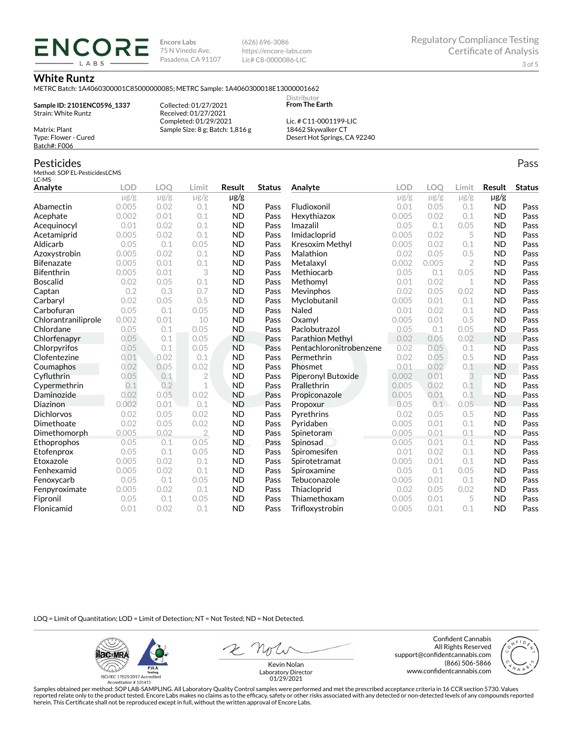**ENCORE LABS**

Encore Labs
75 N Vinedo Ave.
Pasadena, CA 91107

(626) 696-3086
https://encore-labs.com
Lic# C8-0000086-LIC

Regulatory Compliance Testing
Certificate of Analysis

# White Runtz

METRC Batch: 1A4060300001C85000000085; METRC Sample: 1A4060300018E13000001662

**Sample ID: 2101ENC0596_1337**
Strain: White Runtz

Matrix: Plant
Type: Flower - Cured
Batch#: F006

Collected: 01/27/2021
Received: 01/27/2021
Completed: 01/29/2021
Sample Size: 8 g; Batch: 1,816 g

Distributor
**From The Earth**

Lic. # C11-0001199-LIC
18462 Skywalker CT
Desert Hot Springs, CA 92240

## Pesticides

Pass

Method: SOP EL-PesticidesLCMS
LC-MS

| Analyte | LOD | LOQ | Limit | Result | Status | Analyte | LOD | LOQ | Limit | Result | Status |
|---|---|---|---|---|---|---|---|---|---|---|---|
| | μg/g | μg/g | μg/g | μg/g | | | μg/g | μg/g | μg/g | μg/g | |
| Abamectin | 0.005 | 0.02 | 0.1 | ND | Pass | Fludioxonil | 0.01 | 0.05 | 0.1 | ND | Pass |
| Acephate | 0.002 | 0.01 | 0.1 | ND | Pass | Hexythiazox | 0.005 | 0.02 | 0.1 | ND | Pass |
| Acequinocyl | 0.01 | 0.02 | 0.1 | ND | Pass | Imazalil | 0.05 | 0.1 | 0.05 | ND | Pass |
| Acetamiprid | 0.005 | 0.02 | 0.1 | ND | Pass | Imidacloprid | 0.005 | 0.02 | 5 | ND | Pass |
| Aldicarb | 0.05 | 0.1 | 0.05 | ND | Pass | Kresoxim Methyl | 0.005 | 0.02 | 0.1 | ND | Pass |
| Azoxystrobin | 0.005 | 0.02 | 0.1 | ND | Pass | Malathion | 0.02 | 0.05 | 0.5 | ND | Pass |
| Bifenazate | 0.005 | 0.01 | 0.1 | ND | Pass | Metalaxyl | 0.002 | 0.005 | 2 | ND | Pass |
| Bifenthrin | 0.005 | 0.01 | 3 | ND | Pass | Methiocarb | 0.05 | 0.1 | 0.05 | ND | Pass |
| Boscalid | 0.02 | 0.05 | 0.1 | ND | Pass | Methomyl | 0.01 | 0.02 | 1 | ND | Pass |
| Captan | 0.2 | 0.3 | 0.7 | ND | Pass | Mevinphos | 0.02 | 0.05 | 0.02 | ND | Pass |
| Carbaryl | 0.02 | 0.05 | 0.5 | ND | Pass | Myclobutanil | 0.005 | 0.01 | 0.1 | ND | Pass |
| Carbofuran | 0.05 | 0.1 | 0.05 | ND | Pass | Naled | 0.01 | 0.02 | 0.1 | ND | Pass |
| Chlorantraniliprole | 0.002 | 0.01 | 10 | ND | Pass | Oxamyl | 0.005 | 0.01 | 0.5 | ND | Pass |
| Chlordane | 0.05 | 0.1 | 0.05 | ND | Pass | Paclobutrazol | 0.05 | 0.1 | 0.05 | ND | Pass |
| Chlorfenapyr | 0.05 | 0.1 | 0.05 | ND | Pass | Parathion Methyl | 0.02 | 0.05 | 0.02 | ND | Pass |
| Chlorpyrifos | 0.05 | 0.1 | 0.05 | ND | Pass | Pentachloronitrobenzene | 0.02 | 0.05 | 0.1 | ND | Pass |
| Clofentezine | 0.01 | 0.02 | 0.1 | ND | Pass | Permethrin | 0.02 | 0.05 | 0.5 | ND | Pass |
| Coumaphos | 0.02 | 0.05 | 0.02 | ND | Pass | Phosmet | 0.01 | 0.02 | 0.1 | ND | Pass |
| Cyfluthrin | 0.05 | 0.1 | 2 | ND | Pass | Piperonyl Butoxide | 0.002 | 0.01 | 3 | ND | Pass |
| Cypermethrin | 0.1 | 0.2 | 1 | ND | Pass | Prallethrin | 0.005 | 0.02 | 0.1 | ND | Pass |
| Daminozide | 0.02 | 0.05 | 0.02 | ND | Pass | Propiconazole | 0.005 | 0.01 | 0.1 | ND | Pass |
| Diazinon | 0.002 | 0.01 | 0.1 | ND | Pass | Propoxur | 0.05 | 0.1 | 0.05 | ND | Pass |
| Dichlorvos | 0.02 | 0.05 | 0.02 | ND | Pass | Pyrethrins | 0.02 | 0.05 | 0.5 | ND | Pass |
| Dimethoate | 0.02 | 0.05 | 0.02 | ND | Pass | Pyridaben | 0.005 | 0.01 | 0.1 | ND | Pass |
| Dimethomorph | 0.005 | 0.02 | 2 | ND | Pass | Spinetoram | 0.005 | 0.01 | 0.1 | ND | Pass |
| Ethoprophos | 0.05 | 0.1 | 0.05 | ND | Pass | Spinosad | 0.005 | 0.01 | 0.1 | ND | Pass |
| Etofenprox | 0.05 | 0.1 | 0.05 | ND | Pass | Spiromesifen | 0.01 | 0.02 | 0.1 | ND | Pass |
| Etoxazole | 0.005 | 0.02 | 0.1 | ND | Pass | Spirotetramat | 0.005 | 0.01 | 0.1 | ND | Pass |
| Fenhexamid | 0.005 | 0.02 | 0.1 | ND | Pass | Spiroxamine | 0.05 | 0.1 | 0.05 | ND | Pass |
| Fenoxycarb | 0.05 | 0.1 | 0.05 | ND | Pass | Tebuconazole | 0.005 | 0.01 | 0.1 | ND | Pass |
| Fenpyroximate | 0.005 | 0.02 | 0.1 | ND | Pass | Thiacloprid | 0.02 | 0.05 | 0.02 | ND | Pass |
| Fipronil | 0.05 | 0.1 | 0.05 | ND | Pass | Thiamethoxam | 0.005 | 0.01 | 5 | ND | Pass |
| Flonicamid | 0.01 | 0.02 | 0.1 | ND | Pass | Trifloxystrobin | 0.005 | 0.01 | 0.1 | ND | Pass |

LOQ = Limit of Quantitation; LOD = Limit of Detection; NT = Not Tested; ND = Not Detected.

ISO/IEC 17025:2017 Accredited
Accreditation # 101411

Kevin Nolan
Laboratory Director
01/29/2021

Confident Cannabis
All Rights Reserved
support@confidentcannabis.com
(866) 506-5866
www.confidentcannabis.com

Samples obtained per method: SOP LAB-SAMPLING. All Laboratory Quality Control samples were performed and met the prescribed acceptance criteria in 16 CCR section 5730. Values reported relate only to the product tested. Encore Labs makes no claims as to the efficacy, safety or other risks associated with any detected or non-detected levels of any compounds reported herein. This Certificate shall not be reproduced except in full, without the written approval of Encore Labs.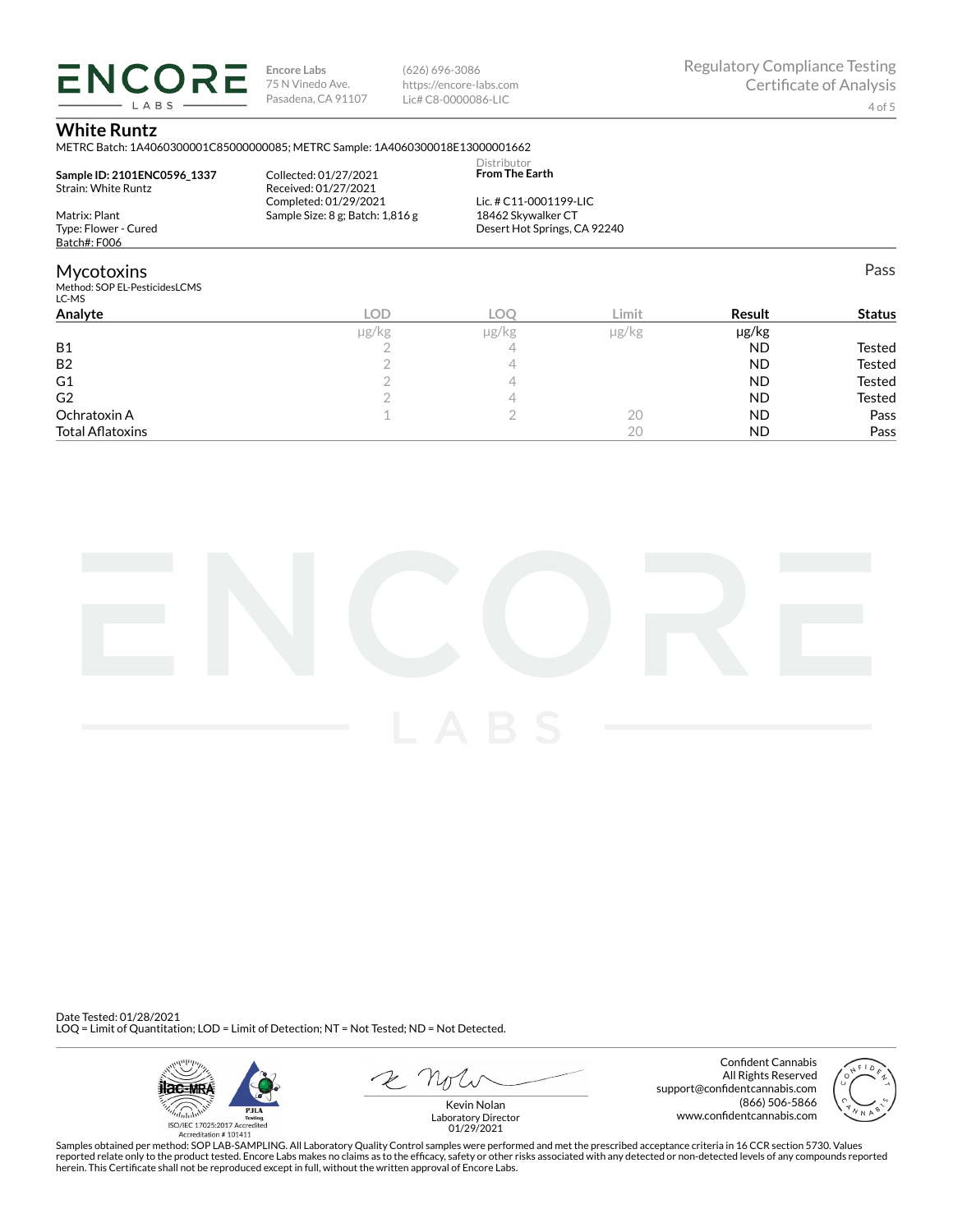**ENCORE LABS**

**Encore Labs**
75 N Vinedo Ave.
Pasadena, CA 91107

(626) 696-3086
https://encore-labs.com
Lic# C8-0000086-LIC

Regulatory Compliance Testing
Certificate of Analysis

# White Runtz

METRC Batch: 1A4060300001C85000000085; METRC Sample: 1A4060300018E13000001662

**Sample ID: 2101ENC0596_1337**
Strain: White Runtz

Matrix: Plant
Type: Flower - Cured
Batch#: F006

Collected: 01/27/2021
Received: 01/27/2021
Completed: 01/29/2021
Sample Size: 8 g; Batch: 1,816 g

Distributor
**From The Earth**

Lic. # C11-0001199-LIC
18462 Skywalker CT
Desert Hot Springs, CA 92240

## Mycotoxins

Pass

Method: SOP EL-PesticidesLCMS
LC-MS

| Analyte | LOD | LOQ | Limit | Result | Status |
|---|---|---|---|---|---|
| | μg/kg | μg/kg | μg/kg | μg/kg | |
| B1 | 2 | 4 | | ND | Tested |
| B2 | 2 | 4 | | ND | Tested |
| G1 | 2 | 4 | | ND | Tested |
| G2 | 2 | 4 | | ND | Tested |
| Ochratoxin A | 1 | 2 | 20 | ND | Pass |
| Total Aflatoxins | | | 20 | ND | Pass |

Date Tested: 01/28/2021
LOQ = Limit of Quantitation; LOD = Limit of Detection; NT = Not Tested; ND = Not Detected.

ISO/IEC 17025:2017 Accredited
Accreditation # 101411

Kevin Nolan
Laboratory Director
01/29/2021

Confident Cannabis
All Rights Reserved
support@confidentcannabis.com
(866) 506-5866
www.confidentcannabis.com

Samples obtained per method: SOP LAB-SAMPLING. All Laboratory Quality Control samples were performed and met the prescribed acceptance criteria in 16 CCR section 5730. Values reported relate only to the product tested. Encore Labs makes no claims as to the efficacy, safety or other risks associated with any detected or non-detected levels of any compounds reported herein. This Certificate shall not be reproduced except in full, without the written approval of Encore Labs.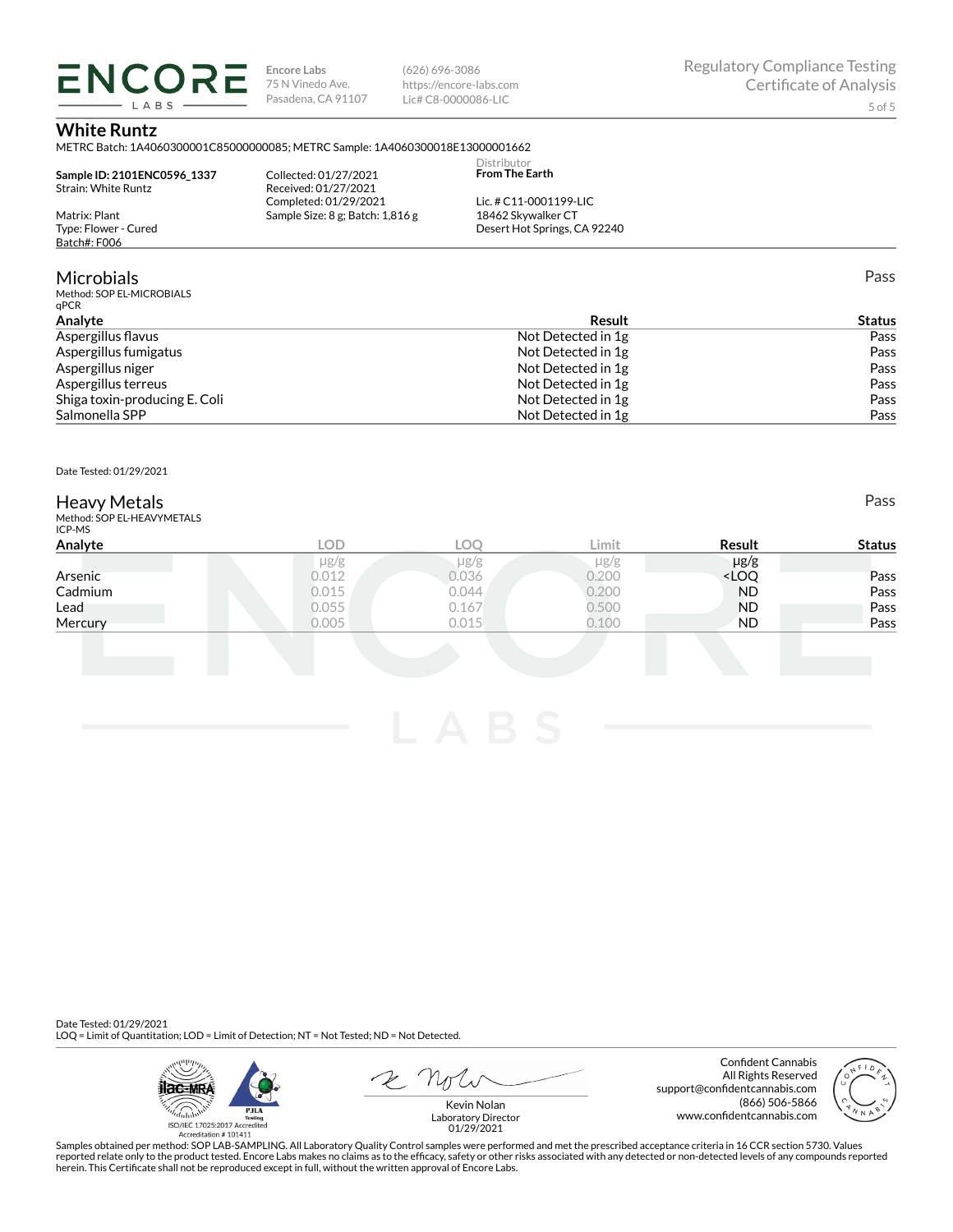Encore Labs
75 N Vinedo Ave.
Pasadena, CA 91107

(626) 696-3086
https://encore-labs.com
Lic# C8-0000086-LIC

Regulatory Compliance Testing
Certificate of Analysis

# White Runtz

METRC Batch: 1A4060300001C85000000085; METRC Sample: 1A4060300018E13000001662

**Sample ID: 2101ENC0596_1337**
Strain: White Runtz

Matrix: Plant
Type: Flower - Cured
Batch#: F006

Collected: 01/27/2021
Received: 01/27/2021
Completed: 01/29/2021
Sample Size: 8 g; Batch: 1,816 g

Distributor
**From The Earth**

Lic. # C11-0001199-LIC
18462 Skywalker CT
Desert Hot Springs, CA 92240

## Microbials

Pass

Method: SOP EL-MICROBIALS
qPCR

| Analyte | Result | Status |
|---|---|---|
| Aspergillus flavus | Not Detected in 1g | Pass |
| Aspergillus fumigatus | Not Detected in 1g | Pass |
| Aspergillus niger | Not Detected in 1g | Pass |
| Aspergillus terreus | Not Detected in 1g | Pass |
| Shiga toxin-producing E. Coli | Not Detected in 1g | Pass |
| Salmonella SPP | Not Detected in 1g | Pass |

Date Tested: 01/29/2021

## Heavy Metals

Pass

Method: SOP EL-HEAVYMETALS
ICP-MS

| Analyte | LOD | LOQ | Limit | Result | Status |
|---|---|---|---|---|---|
| | μg/g | μg/g | μg/g | μg/g | |
| Arsenic | 0.012 | 0.036 | 0.200 | <LOQ | Pass |
| Cadmium | 0.015 | 0.044 | 0.200 | ND | Pass |
| Lead | 0.055 | 0.167 | 0.500 | ND | Pass |
| Mercury | 0.005 | 0.015 | 0.100 | ND | Pass |

Date Tested: 01/29/2021
LOQ = Limit of Quantitation; LOD = Limit of Detection; NT = Not Tested; ND = Not Detected.

ISO/IEC 17025:2017 Accredited
Accreditation # 101411

Kevin Nolan
Laboratory Director
01/29/2021

Confident Cannabis
All Rights Reserved
support@confidentcannabis.com
(866) 506-5866
www.confidentcannabis.com

Samples obtained per method: SOP LAB-SAMPLING. All Laboratory Quality Control samples were performed and met the prescribed acceptance criteria in 16 CCR section 5730. Values reported relate only to the product tested. Encore Labs makes no claims as to the efficacy, safety or other risks associated with any detected or non-detected levels of any compounds reported herein. This Certificate shall not be reproduced except in full, without the written approval of Encore Labs.